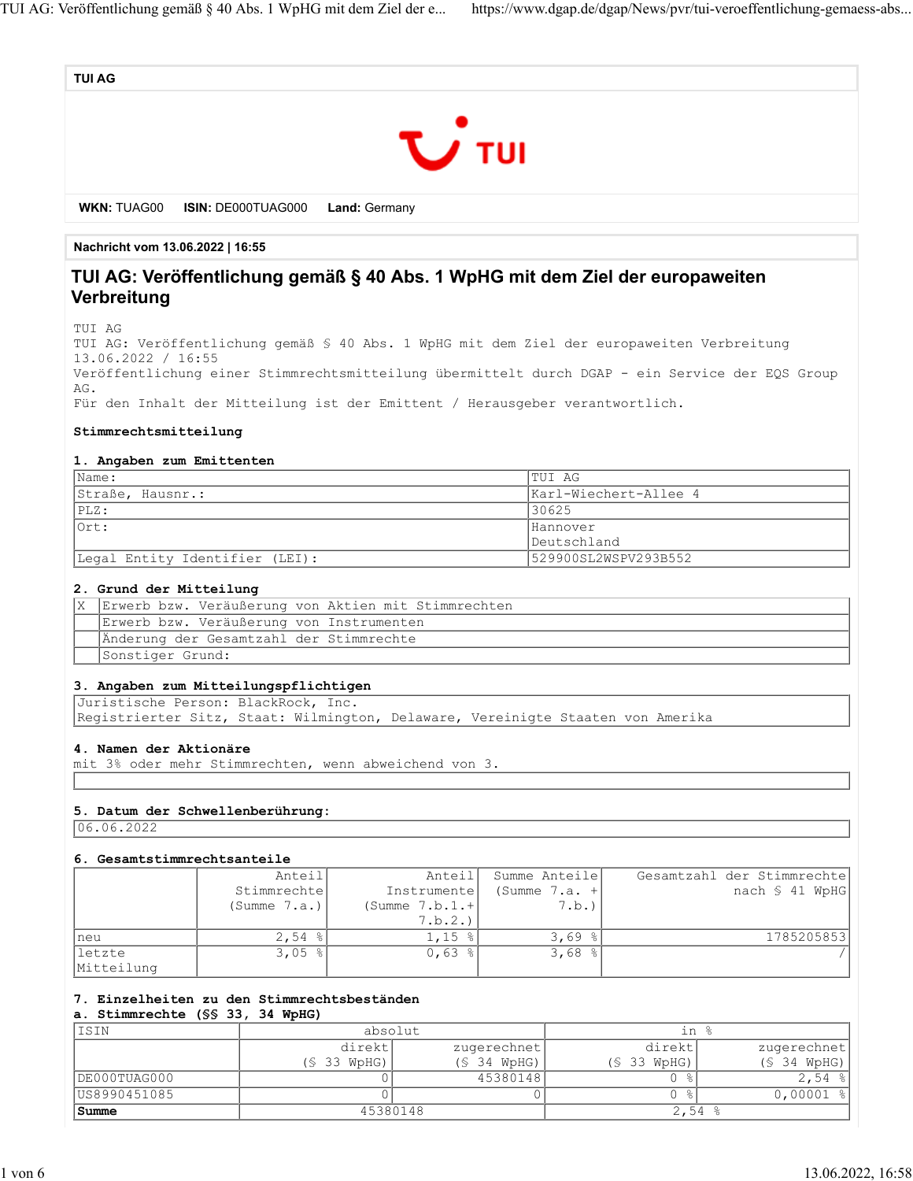**TUI AG**

**WKN:** TUAG00 **ISIN:** DE000TUAG000 **Land:** Germany

**Nachricht vom 13.06.2022 | 16:55**

# TUI AG: Veröffentlichung gemäß § 40 Abs. 1 WpHG mit dem Ziel der europaweiten Verbreitung

TUI AG
TUI AG: Veröffentlichung gemäß § 40 Abs. 1 WpHG mit dem Ziel der europaweiten Verbreitung
13.06.2022 / 16:55
Veröffentlichung einer Stimmrechtsmitteilung übermittelt durch DGAP - ein Service der EQS Group AG.
Für den Inhalt der Mitteilung ist der Emittent / Herausgeber verantwortlich.

**Stimmrechtsmitteilung**

**1. Angaben zum Emittenten**

| | |
|---|---|
| Name: | TUI AG |
| Straße, Hausnr.: | Karl-Wiechert-Allee 4 |
| PLZ: | 30625 |
| Ort: | Hannover<br>Deutschland |
| Legal Entity Identifier (LEI): | 529900SL2WSPV293B552 |

**2. Grund der Mitteilung**

| | |
|---|---|
| X | Erwerb bzw. Veräußerung von Aktien mit Stimmrechten |
| | Erwerb bzw. Veräußerung von Instrumenten |
| | Änderung der Gesamtzahl der Stimmrechte |
| | Sonstiger Grund: |

**3. Angaben zum Mitteilungspflichtigen**

Juristische Person: BlackRock, Inc.
Registrierter Sitz, Staat: Wilmington, Delaware, Vereinigte Staaten von Amerika

**4. Namen der Aktionäre**
mit 3% oder mehr Stimmrechten, wenn abweichend von 3.

**5. Datum der Schwellenberührung:**

06.06.2022

**6. Gesamtstimmrechtsanteile**

| | Anteil Stimmrechte (Summe 7.a.) | Anteil Instrumente (Summe 7.b.1.+ 7.b.2.) | Summe Anteile (Summe 7.a. + 7.b.) | Gesamtzahl der Stimmrechte nach § 41 WpHG |
|---|---|---|---|---|
| neu | 2,54 % | 1,15 % | 3,69 % | 1785205853 |
| letzte Mitteilung | 3,05 % | 0,63 % | 3,68 % | / |

**7. Einzelheiten zu den Stimmrechtsbeständen**
**a. Stimmrechte (§§ 33, 34 WpHG)**

| ISIN | absolut | | in % | |
|---|---|---|---|---|
| | direkt (§ 33 WpHG) | zugerechnet (§ 34 WpHG) | direkt (§ 33 WpHG) | zugerechnet (§ 34 WpHG) |
| DE000TUAG000 | 0 | 45380148 | 0 % | 2,54 % |
| US8990451085 | 0 | 0 | 0 % | 0,00001 % |
| **Summe** | 45380148 | | 2,54 % | |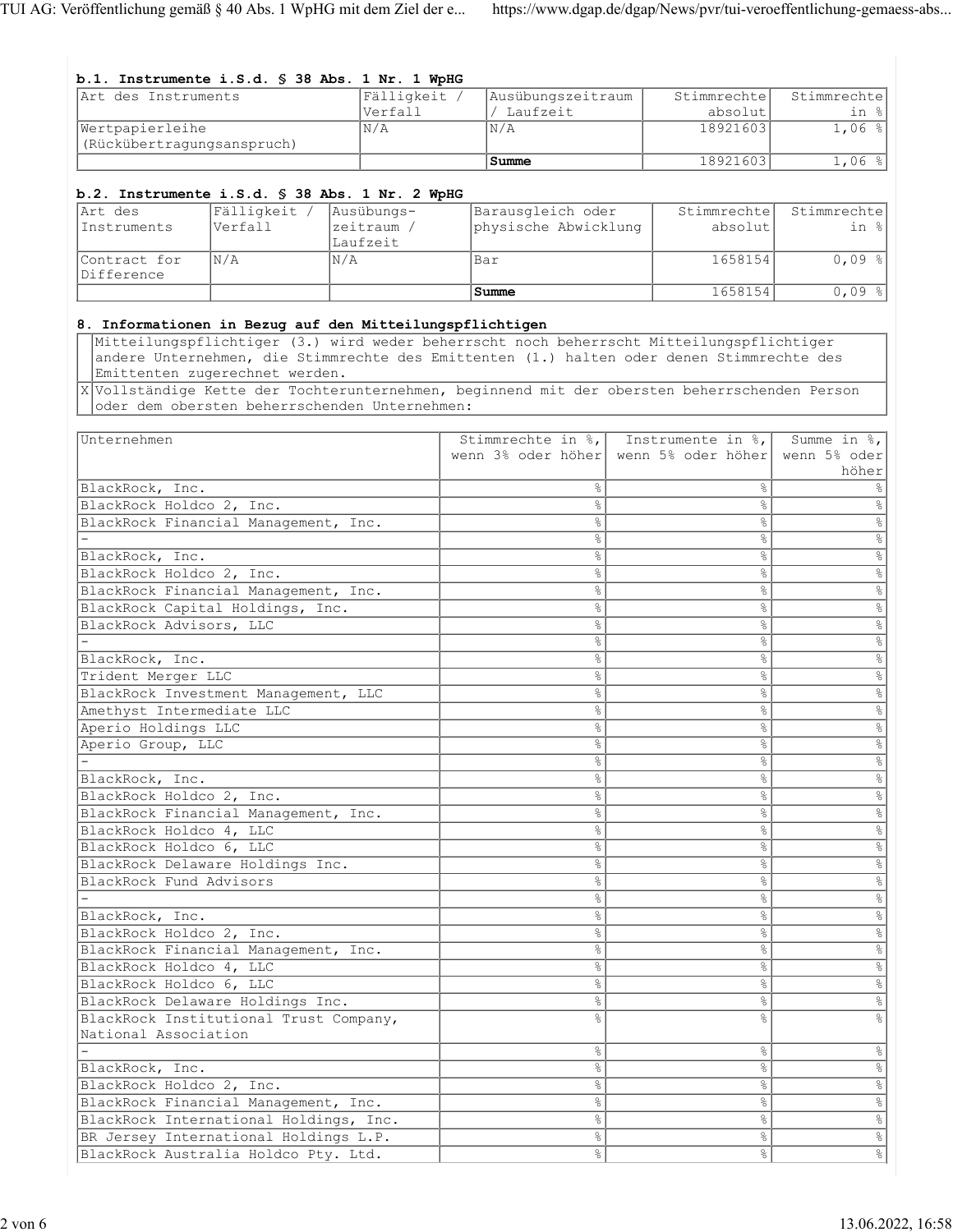#### b.1. Instrumente i.S.d. § 38 Abs. 1 Nr. 1 WpHG

| Art des Instruments | Fälligkeit / Verfall | Ausübungszeitraum / Laufzeit | Stimmrechte absolut | Stimmrechte in % |
|---|---|---|---|---|
| Wertpapierleihe (Rückübertragungsanspruch) | N/A | N/A | 18921603 | 1,06 % |
| | | **Summe** | 18921603 | 1,06 % |

#### b.2. Instrumente i.S.d. § 38 Abs. 1 Nr. 2 WpHG

| Art des Instruments | Fälligkeit / Verfall | Ausübungs-zeitraum / Laufzeit | Barausgleich oder physische Abwicklung | Stimmrechte absolut | Stimmrechte in % |
|---|---|---|---|---|---|
| Contract for Difference | N/A | N/A | Bar | 1658154 | 0,09 % |
| | | | **Summe** | 1658154 | 0,09 % |

#### 8. Informationen in Bezug auf den Mitteilungspflichtigen

| | |
|---|---|
| | Mitteilungspflichtiger (3.) wird weder beherrscht noch beherrscht Mitteilungspflichtiger andere Unternehmen, die Stimmrechte des Emittenten (1.) halten oder denen Stimmrechte des Emittenten zugerechnet werden. |
| X | Vollständige Kette der Tochterunternehmen, beginnend mit der obersten beherrschenden Person oder dem obersten beherrschenden Unternehmen: |

| Unternehmen | Stimmrechte in %, wenn 3% oder höher | Instrumente in %, wenn 5% oder höher | Summe in %, wenn 5% oder höher |
|---|---|---|---|
| BlackRock, Inc. | % | % | % |
| BlackRock Holdco 2, Inc. | % | % | % |
| BlackRock Financial Management, Inc. | % | % | % |
| - | % | % | % |
| BlackRock, Inc. | % | % | % |
| BlackRock Holdco 2, Inc. | % | % | % |
| BlackRock Financial Management, Inc. | % | % | % |
| BlackRock Capital Holdings, Inc. | % | % | % |
| BlackRock Advisors, LLC | % | % | % |
| - | % | % | % |
| BlackRock, Inc. | % | % | % |
| Trident Merger LLC | % | % | % |
| BlackRock Investment Management, LLC | % | % | % |
| Amethyst Intermediate LLC | % | % | % |
| Aperio Holdings LLC | % | % | % |
| Aperio Group, LLC | % | % | % |
| - | % | % | % |
| BlackRock, Inc. | % | % | % |
| BlackRock Holdco 2, Inc. | % | % | % |
| BlackRock Financial Management, Inc. | % | % | % |
| BlackRock Holdco 4, LLC | % | % | % |
| BlackRock Holdco 6, LLC | % | % | % |
| BlackRock Delaware Holdings Inc. | % | % | % |
| BlackRock Fund Advisors | % | % | % |
| - | % | % | % |
| BlackRock, Inc. | % | % | % |
| BlackRock Holdco 2, Inc. | % | % | % |
| BlackRock Financial Management, Inc. | % | % | % |
| BlackRock Holdco 4, LLC | % | % | % |
| BlackRock Holdco 6, LLC | % | % | % |
| BlackRock Delaware Holdings Inc. | % | % | % |
| BlackRock Institutional Trust Company, National Association | % | % | % |
| - | % | % | % |
| BlackRock, Inc. | % | % | % |
| BlackRock Holdco 2, Inc. | % | % | % |
| BlackRock Financial Management, Inc. | % | % | % |
| BlackRock International Holdings, Inc. | % | % | % |
| BR Jersey International Holdings L.P. | % | % | % |
| BlackRock Australia Holdco Pty. Ltd. | % | % | % |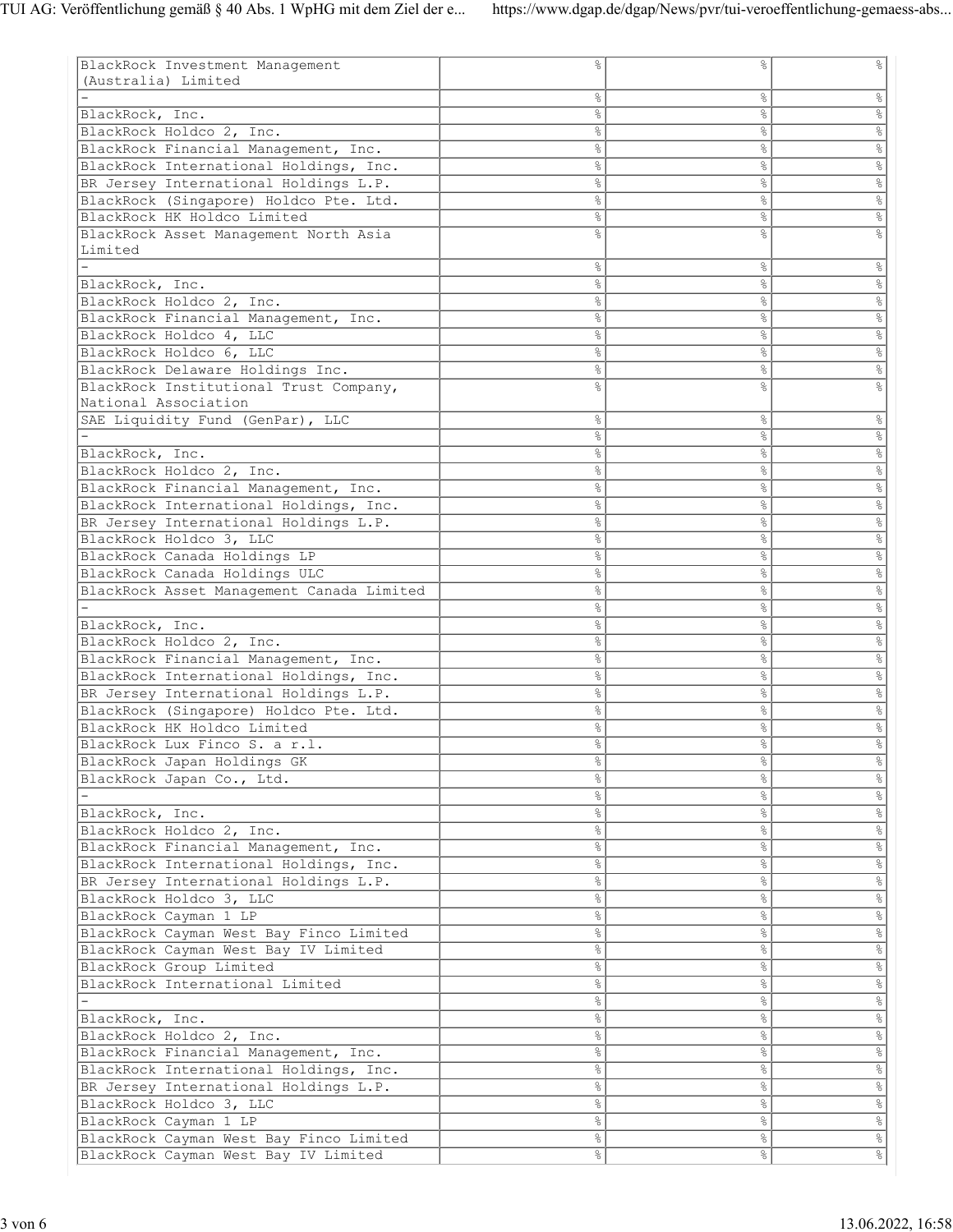| | | | |
|---|---|---|---|
| BlackRock Investment Management (Australia) Limited | % | % | % |
| - | % | % | % |
| BlackRock, Inc. | % | % | % |
| BlackRock Holdco 2, Inc. | % | % | % |
| BlackRock Financial Management, Inc. | % | % | % |
| BlackRock International Holdings, Inc. | % | % | % |
| BR Jersey International Holdings L.P. | % | % | % |
| BlackRock (Singapore) Holdco Pte. Ltd. | % | % | % |
| BlackRock HK Holdco Limited | % | % | % |
| BlackRock Asset Management North Asia Limited | % | % | % |
| - | % | % | % |
| BlackRock, Inc. | % | % | % |
| BlackRock Holdco 2, Inc. | % | % | % |
| BlackRock Financial Management, Inc. | % | % | % |
| BlackRock Holdco 4, LLC | % | % | % |
| BlackRock Holdco 6, LLC | % | % | % |
| BlackRock Delaware Holdings Inc. | % | % | % |
| BlackRock Institutional Trust Company, National Association | % | % | % |
| SAE Liquidity Fund (GenPar), LLC | % | % | % |
| - | % | % | % |
| BlackRock, Inc. | % | % | % |
| BlackRock Holdco 2, Inc. | % | % | % |
| BlackRock Financial Management, Inc. | % | % | % |
| BlackRock International Holdings, Inc. | % | % | % |
| BR Jersey International Holdings L.P. | % | % | % |
| BlackRock Holdco 3, LLC | % | % | % |
| BlackRock Canada Holdings LP | % | % | % |
| BlackRock Canada Holdings ULC | % | % | % |
| BlackRock Asset Management Canada Limited | % | % | % |
| - | % | % | % |
| BlackRock, Inc. | % | % | % |
| BlackRock Holdco 2, Inc. | % | % | % |
| BlackRock Financial Management, Inc. | % | % | % |
| BlackRock International Holdings, Inc. | % | % | % |
| BR Jersey International Holdings L.P. | % | % | % |
| BlackRock (Singapore) Holdco Pte. Ltd. | % | % | % |
| BlackRock HK Holdco Limited | % | % | % |
| BlackRock Lux Finco S. a r.l. | % | % | % |
| BlackRock Japan Holdings GK | % | % | % |
| BlackRock Japan Co., Ltd. | % | % | % |
| - | % | % | % |
| BlackRock, Inc. | % | % | % |
| BlackRock Holdco 2, Inc. | % | % | % |
| BlackRock Financial Management, Inc. | % | % | % |
| BlackRock International Holdings, Inc. | % | % | % |
| BR Jersey International Holdings L.P. | % | % | % |
| BlackRock Holdco 3, LLC | % | % | % |
| BlackRock Cayman 1 LP | % | % | % |
| BlackRock Cayman West Bay Finco Limited | % | % | % |
| BlackRock Cayman West Bay IV Limited | % | % | % |
| BlackRock Group Limited | % | % | % |
| BlackRock International Limited | % | % | % |
| - | % | % | % |
| BlackRock, Inc. | % | % | % |
| BlackRock Holdco 2, Inc. | % | % | % |
| BlackRock Financial Management, Inc. | % | % | % |
| BlackRock International Holdings, Inc. | % | % | % |
| BR Jersey International Holdings L.P. | % | % | % |
| BlackRock Holdco 3, LLC | % | % | % |
| BlackRock Cayman 1 LP | % | % | % |
| BlackRock Cayman West Bay Finco Limited | % | % | % |
| BlackRock Cayman West Bay IV Limited | % | % | % |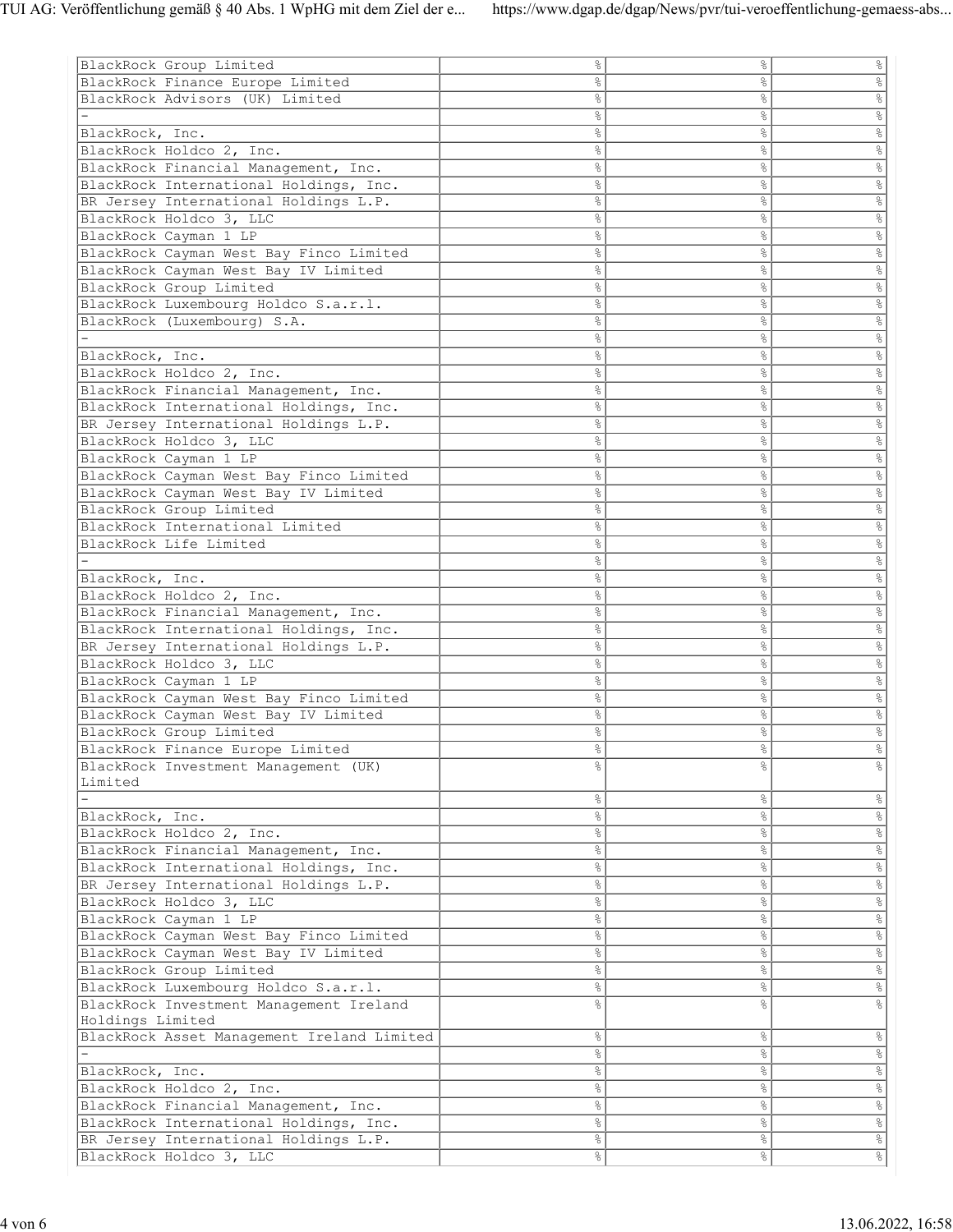| | | | |
|---|---|---|---|
| BlackRock Group Limited | % | % | % |
| BlackRock Finance Europe Limited | % | % | % |
| BlackRock Advisors (UK) Limited | % | % | % |
| - | % | % | % |
| BlackRock, Inc. | % | % | % |
| BlackRock Holdco 2, Inc. | % | % | % |
| BlackRock Financial Management, Inc. | % | % | % |
| BlackRock International Holdings, Inc. | % | % | % |
| BR Jersey International Holdings L.P. | % | % | % |
| BlackRock Holdco 3, LLC | % | % | % |
| BlackRock Cayman 1 LP | % | % | % |
| BlackRock Cayman West Bay Finco Limited | % | % | % |
| BlackRock Cayman West Bay IV Limited | % | % | % |
| BlackRock Group Limited | % | % | % |
| BlackRock Luxembourg Holdco S.a.r.l. | % | % | % |
| BlackRock (Luxembourg) S.A. | % | % | % |
| - | % | % | % |
| BlackRock, Inc. | % | % | % |
| BlackRock Holdco 2, Inc. | % | % | % |
| BlackRock Financial Management, Inc. | % | % | % |
| BlackRock International Holdings, Inc. | % | % | % |
| BR Jersey International Holdings L.P. | % | % | % |
| BlackRock Holdco 3, LLC | % | % | % |
| BlackRock Cayman 1 LP | % | % | % |
| BlackRock Cayman West Bay Finco Limited | % | % | % |
| BlackRock Cayman West Bay IV Limited | % | % | % |
| BlackRock Group Limited | % | % | % |
| BlackRock International Limited | % | % | % |
| BlackRock Life Limited | % | % | % |
| - | % | % | % |
| BlackRock, Inc. | % | % | % |
| BlackRock Holdco 2, Inc. | % | % | % |
| BlackRock Financial Management, Inc. | % | % | % |
| BlackRock International Holdings, Inc. | % | % | % |
| BR Jersey International Holdings L.P. | % | % | % |
| BlackRock Holdco 3, LLC | % | % | % |
| BlackRock Cayman 1 LP | % | % | % |
| BlackRock Cayman West Bay Finco Limited | % | % | % |
| BlackRock Cayman West Bay IV Limited | % | % | % |
| BlackRock Group Limited | % | % | % |
| BlackRock Finance Europe Limited | % | % | % |
| BlackRock Investment Management (UK) Limited | % | % | % |
| - | % | % | % |
| BlackRock, Inc. | % | % | % |
| BlackRock Holdco 2, Inc. | % | % | % |
| BlackRock Financial Management, Inc. | % | % | % |
| BlackRock International Holdings, Inc. | % | % | % |
| BR Jersey International Holdings L.P. | % | % | % |
| BlackRock Holdco 3, LLC | % | % | % |
| BlackRock Cayman 1 LP | % | % | % |
| BlackRock Cayman West Bay Finco Limited | % | % | % |
| BlackRock Cayman West Bay IV Limited | % | % | % |
| BlackRock Group Limited | % | % | % |
| BlackRock Luxembourg Holdco S.a.r.l. | % | % | % |
| BlackRock Investment Management Ireland Holdings Limited | % | % | % |
| BlackRock Asset Management Ireland Limited | % | % | % |
| - | % | % | % |
| BlackRock, Inc. | % | % | % |
| BlackRock Holdco 2, Inc. | % | % | % |
| BlackRock Financial Management, Inc. | % | % | % |
| BlackRock International Holdings, Inc. | % | % | % |
| BR Jersey International Holdings L.P. | % | % | % |
| BlackRock Holdco 3, LLC | % | % | % |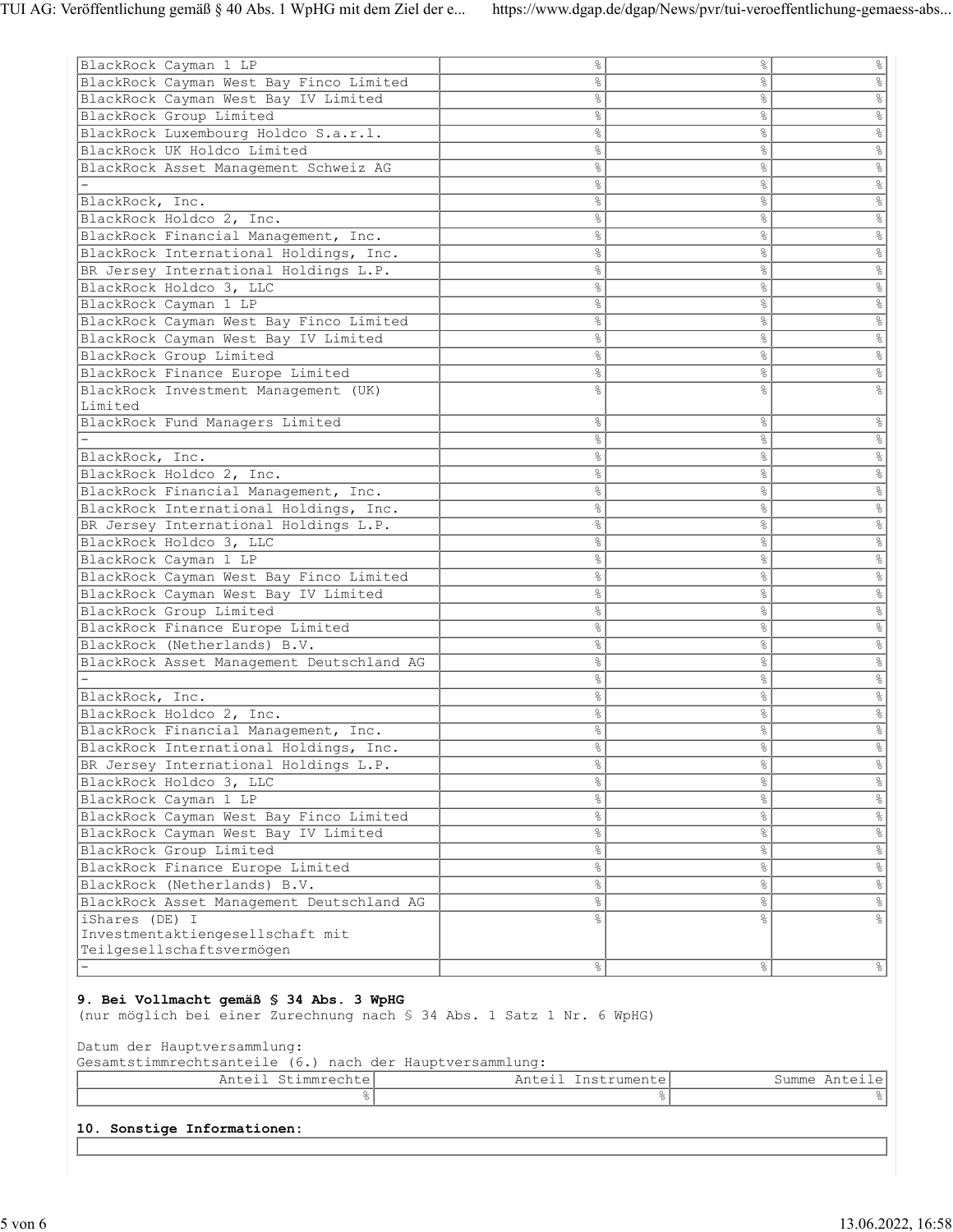| | | | |
|---|---|---|---|
| BlackRock Cayman 1 LP | % | % | % |
| BlackRock Cayman West Bay Finco Limited | % | % | % |
| BlackRock Cayman West Bay IV Limited | % | % | % |
| BlackRock Group Limited | % | % | % |
| BlackRock Luxembourg Holdco S.a.r.l. | % | % | % |
| BlackRock UK Holdco Limited | % | % | % |
| BlackRock Asset Management Schweiz AG | % | % | % |
| - | % | % | % |
| BlackRock, Inc. | % | % | % |
| BlackRock Holdco 2, Inc. | % | % | % |
| BlackRock Financial Management, Inc. | % | % | % |
| BlackRock International Holdings, Inc. | % | % | % |
| BR Jersey International Holdings L.P. | % | % | % |
| BlackRock Holdco 3, LLC | % | % | % |
| BlackRock Cayman 1 LP | % | % | % |
| BlackRock Cayman West Bay Finco Limited | % | % | % |
| BlackRock Cayman West Bay IV Limited | % | % | % |
| BlackRock Group Limited | % | % | % |
| BlackRock Finance Europe Limited | % | % | % |
| BlackRock Investment Management (UK) Limited | % | % | % |
| BlackRock Fund Managers Limited | % | % | % |
| - | % | % | % |
| BlackRock, Inc. | % | % | % |
| BlackRock Holdco 2, Inc. | % | % | % |
| BlackRock Financial Management, Inc. | % | % | % |
| BlackRock International Holdings, Inc. | % | % | % |
| BR Jersey International Holdings L.P. | % | % | % |
| BlackRock Holdco 3, LLC | % | % | % |
| BlackRock Cayman 1 LP | % | % | % |
| BlackRock Cayman West Bay Finco Limited | % | % | % |
| BlackRock Cayman West Bay IV Limited | % | % | % |
| BlackRock Group Limited | % | % | % |
| BlackRock Finance Europe Limited | % | % | % |
| BlackRock (Netherlands) B.V. | % | % | % |
| BlackRock Asset Management Deutschland AG | % | % | % |
| - | % | % | % |
| BlackRock, Inc. | % | % | % |
| BlackRock Holdco 2, Inc. | % | % | % |
| BlackRock Financial Management, Inc. | % | % | % |
| BlackRock International Holdings, Inc. | % | % | % |
| BR Jersey International Holdings L.P. | % | % | % |
| BlackRock Holdco 3, LLC | % | % | % |
| BlackRock Cayman 1 LP | % | % | % |
| BlackRock Cayman West Bay Finco Limited | % | % | % |
| BlackRock Cayman West Bay IV Limited | % | % | % |
| BlackRock Group Limited | % | % | % |
| BlackRock Finance Europe Limited | % | % | % |
| BlackRock (Netherlands) B.V. | % | % | % |
| BlackRock Asset Management Deutschland AG | % | % | % |
| iShares (DE) I Investmentaktiengesellschaft mit Teilgesellschaftsvermögen | % | % | % |
| - | % | % | % |

**9. Bei Vollmacht gemäß § 34 Abs. 3 WpHG**
(nur möglich bei einer Zurechnung nach § 34 Abs. 1 Satz 1 Nr. 6 WpHG)

Datum der Hauptversammlung:
Gesamtstimmrechtsanteile (6.) nach der Hauptversammlung:

| Anteil Stimmrechte | Anteil Instrumente | Summe Anteile |
|---|---|---|
| % | % | % |

**10. Sonstige Informationen:**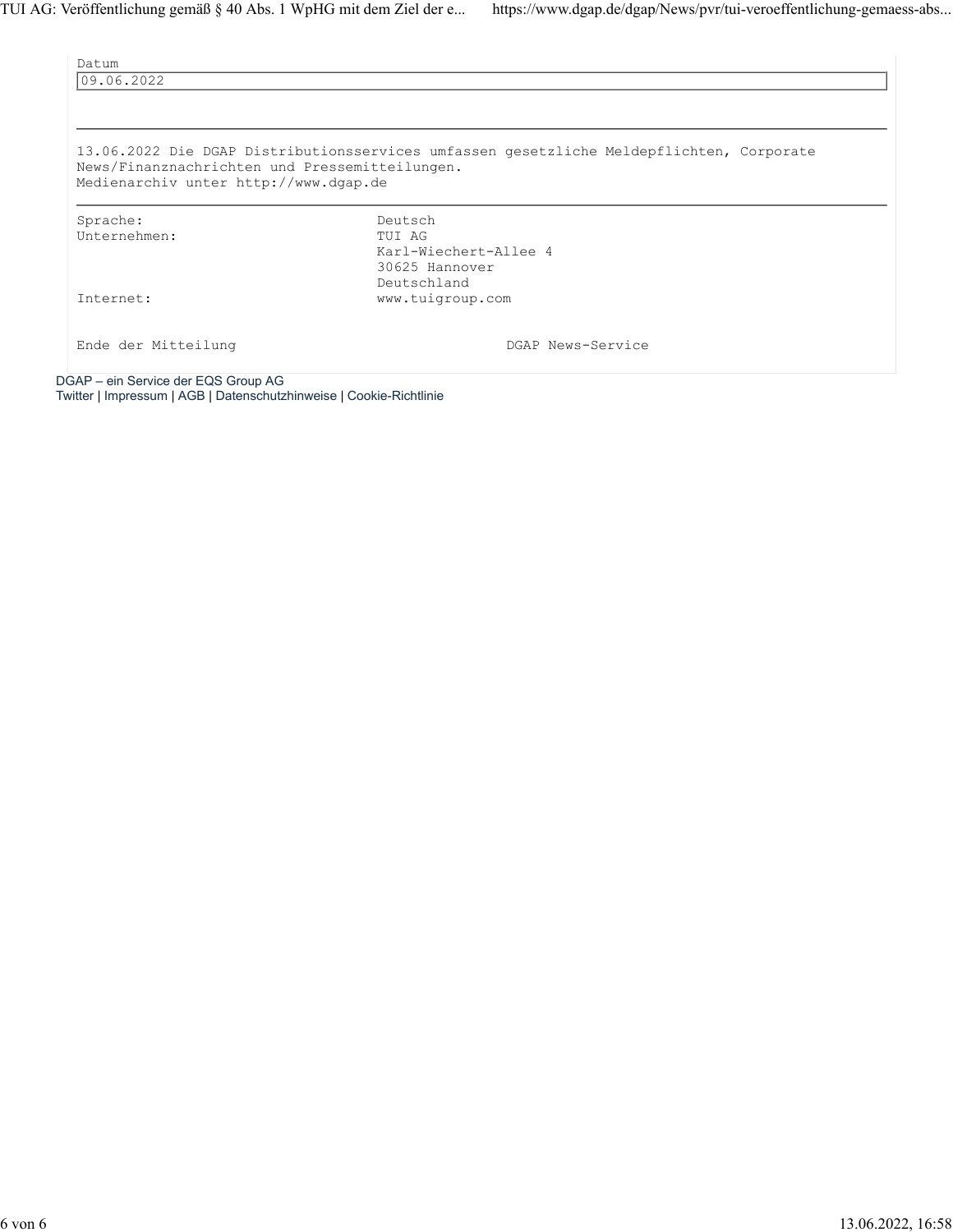| Datum |
| --- |
| 09.06.2022 |

---

13.06.2022 Die DGAP Distributionsservices umfassen gesetzliche Meldepflichten, Corporate News/Finanznachrichten und Pressemitteilungen.
Medienarchiv unter http://www.dgap.de

---

| | |
| --- | --- |
| Sprache: | Deutsch |
| Unternehmen: | TUI AG<br>Karl-Wiechert-Allee 4<br>30625 Hannover<br>Deutschland |
| Internet: | www.tuigroup.com |

Ende der Mitteilung DGAP News-Service

DGAP – ein Service der EQS Group AG
Twitter | Impressum | AGB | Datenschutzhinweise | Cookie-Richtlinie